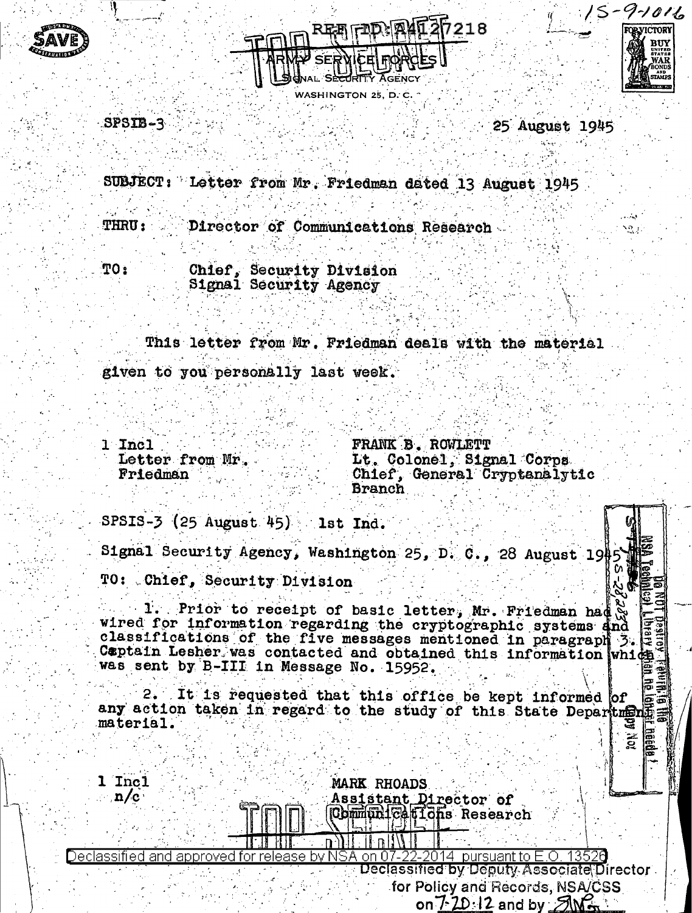15-9-1016

REF ID:A4127218

TOP SECRET

ARMY SERVICE FORCES
SIGNAL SECURITY AGENCY
WASHINGTON 25, D. C.

SPSIB-3 25 August 1945

SUBJECT: Letter from Mr. Friedman dated 13 August 1945

THRU: Director of Communications Research

TO: Chief, Security Division
Signal Security Agency

This letter from Mr. Friedman deals with the material given to you personally last week.

1 Incl
Letter from Mr. Friedman

FRANK B. ROWLETT
Lt. Colonel, Signal Corps
Chief, General Cryptanalytic Branch

SPSIS-3 (25 August 45) 1st Ind.

Signal Security Agency, Washington 25, D. C., 28 August 1945

TO: Chief, Security Division

1. Prior to receipt of basic letter, Mr. Friedman had wired for information regarding the cryptographic systems and classifications of the five messages mentioned in paragraph 3. Captain Lesher was contacted and obtained this information which was sent by B-III in Message No. 15952.

2. It is requested that this office be kept informed of any action taken in regard to the study of this State Department material.

1 Incl
n/c

MARK RHOADS
Assistant Director of Communications Research

TOP SECRET

Declassified and approved for release by NSA on 07-22-2014 pursuant to E.O. 13526

Declassified by Deputy Associate Director for Policy and Records, NSA/CSS on 7-20-12 and by SMG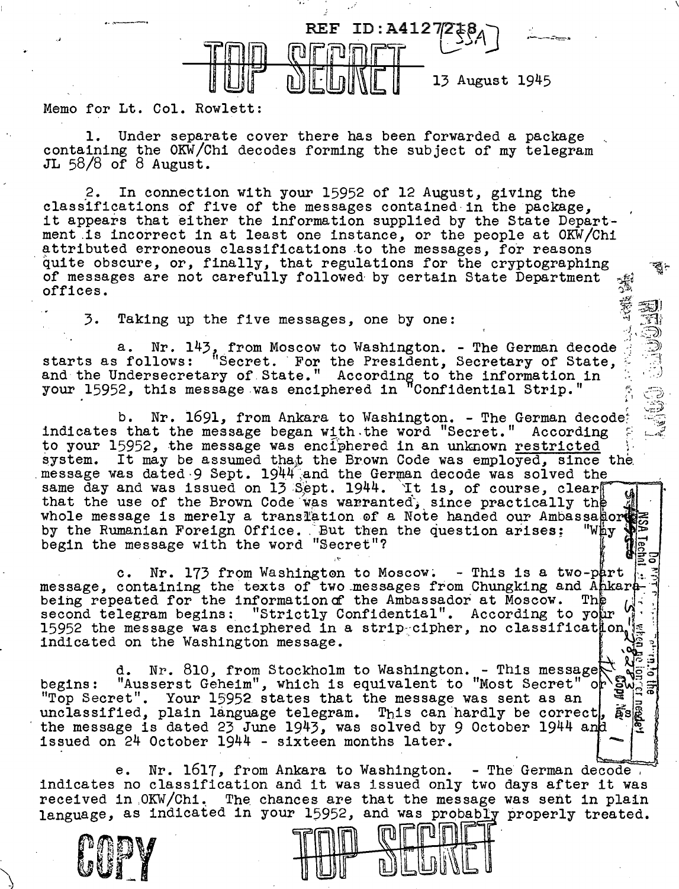REF ID:A4127218

TOP SECRET

13 August 1945

Memo for Lt. Col. Rowlett:

1. Under separate cover there has been forwarded a package containing the OKW/Chi decodes forming the subject of my telegram JL 58/8 of 8 August.

2. In connection with your 15952 of 12 August, giving the classifications of five of the messages contained in the package, it appears that either the information supplied by the State Department is incorrect in at least one instance, or the people at OKW/Chi attributed erroneous classifications to the messages, for reasons quite obscure, or, finally, that regulations for the cryptographing of messages are not carefully followed by certain State Department offices.

3. Taking up the five messages, one by one:

a. Nr. 143, from Moscow to Washington. - The German decode starts as follows: "Secret. For the President, Secretary of State, and the Undersecretary of State." According to the information in your 15952, this message was enciphered in "Confidential Strip."

b. Nr. 1691, from Ankara to Washington. - The German decode indicates that the message began with the word "Secret." According to your 15952, the message was enciphered in an unknown restricted system. It may be assumed that the Brown Code was employed, since the message was dated 9 Sept. 1944 and the German decode was solved the same day and was issued on 13 Sept. 1944. It is, of course, clear that the use of the Brown Code was warranted, since practically the whole message is merely a translation of a Note handed our Ambassador by the Rumanian Foreign Office. But then the question arises: "Why begin the message with the word "Secret"?

c. Nr. 173 from Washington to Moscow. - This is a two-part message, containing the texts of two messages from Chungking and Ankara being repeated for the information of the Ambassador at Moscow. The second telegram begins: "Strictly Confidential". According to your 15952 the message was enciphered in a strip cipher, no classification indicated on the Washington message.

d. Nr. 810, from Stockholm to Washington. - This message begins: "Ausserst Geheim", which is equivalent to "Most Secret" or "Top Secret". Your 15952 states that the message was sent as an unclassified, plain language telegram. This can hardly be correct, as the message is dated 23 June 1943, was solved by 9 October 1944 and issued on 24 October 1944 - sixteen months later.

e. Nr. 1617, from Ankara to Washington. - The German decode indicates no classification and it was issued only two days after it was received in OKW/Chi. The chances are that the message was sent in plain language, as indicated in your 15952, and was probably properly treated.

COPY

TOP SECRET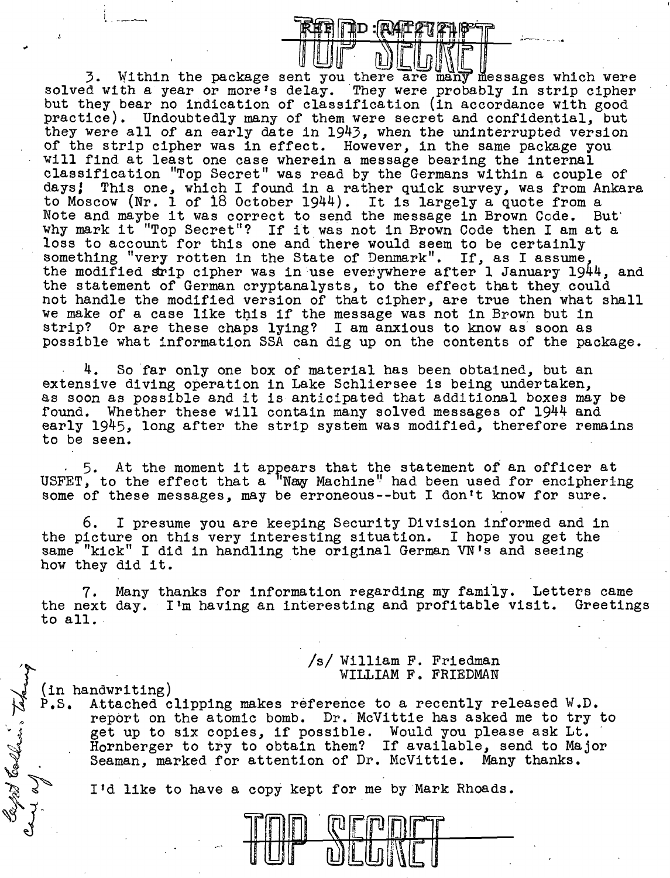REF ID:A4127218

TOP SECRET

3. Within the package sent you there are many messages which were solved with a year or more's delay. They were probably in strip cipher but they bear no indication of classification (in accordance with good practice). Undoubtedly many of them were secret and confidential, but they were all of an early date in 1943, when the uninterrupted version of the strip cipher was in effect. However, in the same package you will find at least one case wherein a message bearing the internal classification "Top Secret" was read by the Germans within a couple of days! This one, which I found in a rather quick survey, was from Ankara to Moscow (Nr. 1 of 18 October 1944). It is largely a quote from a Note and maybe it was correct to send the message in Brown Code. But why mark it "Top Secret"? If it was not in Brown Code then I am at a loss to account for this one and there would seem to be certainly something "very rotten in the State of Denmark". If, as I assume, the modified strip cipher was in use everywhere after 1 January 1944, and the statement of German cryptanalysts, to the effect that they could not handle the modified version of that cipher, are true then what shall we make of a case like this if the message was not in Brown but in strip? Or are these chaps lying? I am anxious to know as soon as possible what information SSA can dig up on the contents of the package.

4. So far only one box of material has been obtained, but an extensive diving operation in Lake Schliersee is being undertaken, as soon as possible and it is anticipated that additional boxes may be found. Whether these will contain many solved messages of 1944 and early 1945, long after the strip system was modified, therefore remains to be seen.

5. At the moment it appears that the statement of an officer at USFET, to the effect that a "Navy Machine" had been used for enciphering some of these messages, may be erroneous--but I don't know for sure.

6. I presume you are keeping Security Division informed and in the picture on this very interesting situation. I hope you get the same "kick" I did in handling the original German VN's and seeing how they did it.

7. Many thanks for information regarding my family. Letters came the next day. I'm having an interesting and profitable visit. Greetings to all.

/s/ William F. Friedman
WILLIAM F. FRIEDMAN

(in handwriting)
P.S. Attached clipping makes reference to a recently released W.D. report on the atomic bomb. Dr. McVittie has asked me to try to get up to six copies, if possible. Would you please ask Lt. Hornberger to try to obtain them? If available, send to Major Seaman, marked for attention of Dr. McVittie. Many thanks.

I'd like to have a copy kept for me by Mark Rhoads.

Capt Collins taking care of.

TOP SECRET